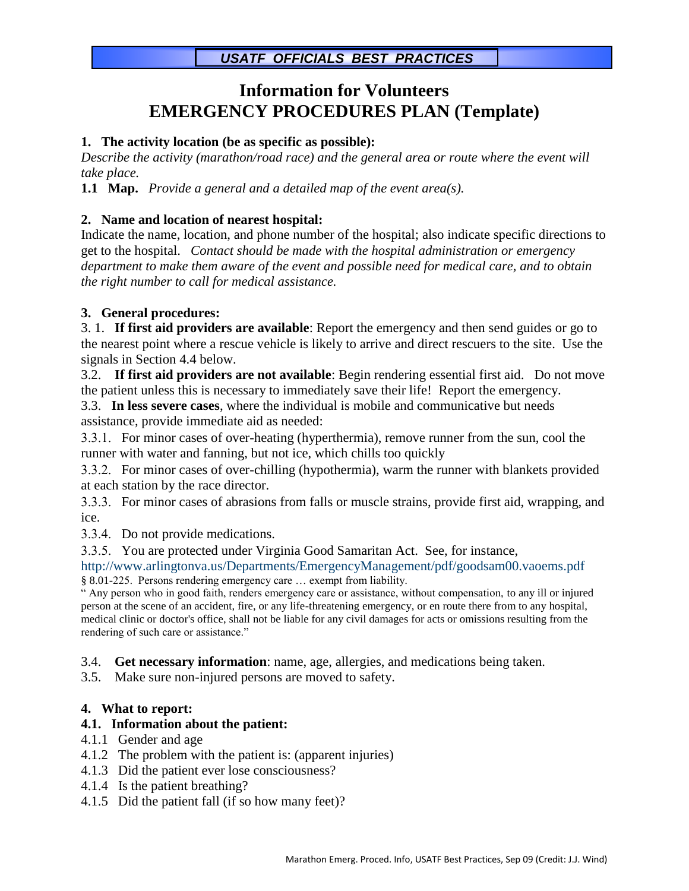**USATF OFFICIALS BEST PRACTICES**

# Information for Volunteers
# EMERGENCY PROCEDURES PLAN (Template)

**1. The activity location (be as specific as possible):**

*Describe the activity (marathon/road race) and the general area or route where the event will take place.*

**1.1 Map.** *Provide a general and a detailed map of the event area(s).*

**2. Name and location of nearest hospital:**

Indicate the name, location, and phone number of the hospital; also indicate specific directions to get to the hospital. *Contact should be made with the hospital administration or emergency department to make them aware of the event and possible need for medical care, and to obtain the right number to call for medical assistance.*

**3. General procedures:**

3. 1. **If first aid providers are available**: Report the emergency and then send guides or go to the nearest point where a rescue vehicle is likely to arrive and direct rescuers to the site. Use the signals in Section 4.4 below.

3.2. **If first aid providers are not available**: Begin rendering essential first aid. Do not move the patient unless this is necessary to immediately save their life! Report the emergency.

3.3. **In less severe cases**, where the individual is mobile and communicative but needs assistance, provide immediate aid as needed:

3.3.1. For minor cases of over-heating (hyperthermia), remove runner from the sun, cool the runner with water and fanning, but not ice, which chills too quickly

3.3.2. For minor cases of over-chilling (hypothermia), warm the runner with blankets provided at each station by the race director.

3.3.3. For minor cases of abrasions from falls or muscle strains, provide first aid, wrapping, and ice.

3.3.4. Do not provide medications.

3.3.5. You are protected under Virginia Good Samaritan Act. See, for instance, http://www.arlingtonva.us/Departments/EmergencyManagement/pdf/goodsam00.vaoems.pdf

§ 8.01-225. Persons rendering emergency care … exempt from liability.

" Any person who in good faith, renders emergency care or assistance, without compensation, to any ill or injured person at the scene of an accident, fire, or any life-threatening emergency, or en route there from to any hospital, medical clinic or doctor's office, shall not be liable for any civil damages for acts or omissions resulting from the rendering of such care or assistance."

3.4. **Get necessary information**: name, age, allergies, and medications being taken.

3.5. Make sure non-injured persons are moved to safety.

**4. What to report:**

**4.1. Information about the patient:**

4.1.1 Gender and age

4.1.2 The problem with the patient is: (apparent injuries)

4.1.3 Did the patient ever lose consciousness?

4.1.4 Is the patient breathing?

4.1.5 Did the patient fall (if so how many feet)?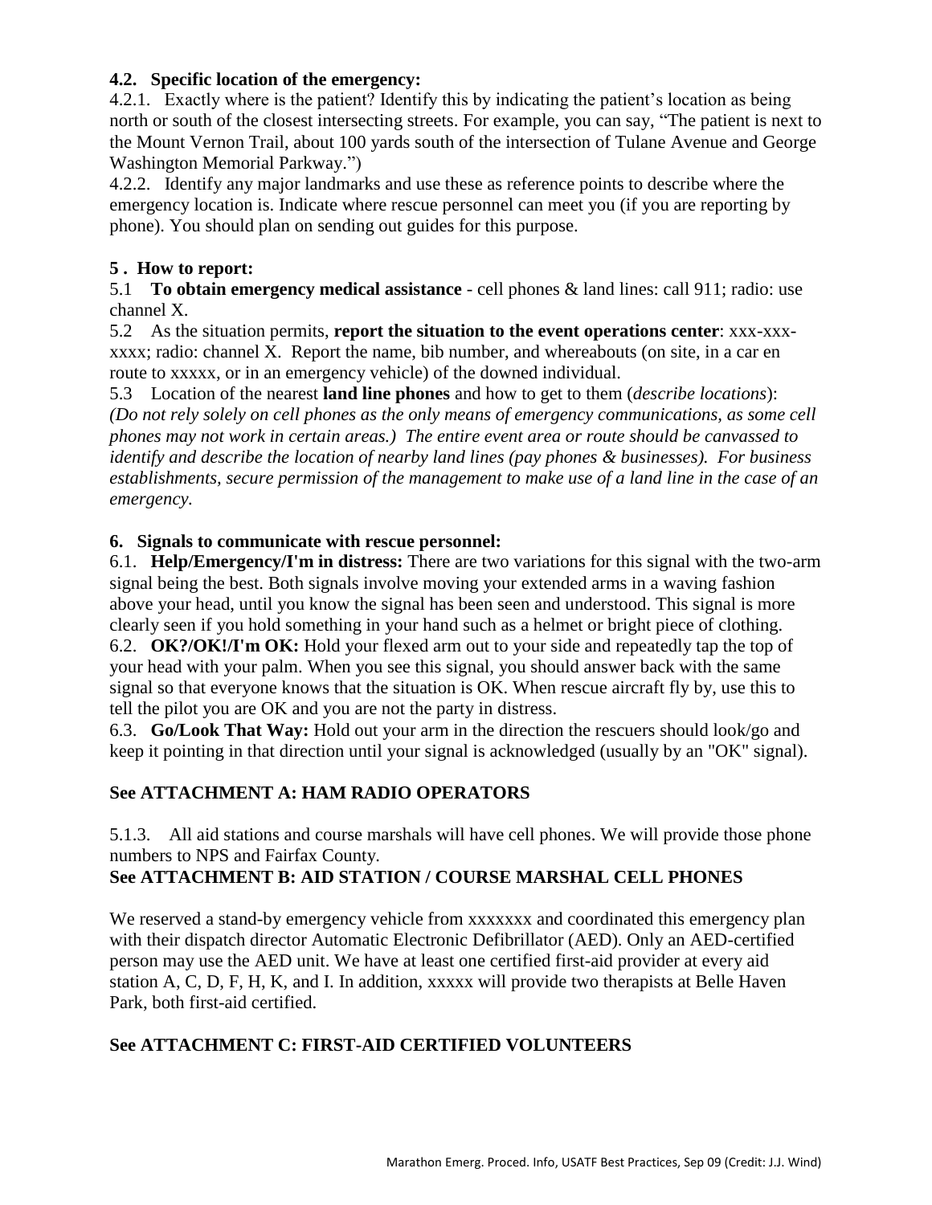### 4.2. Specific location of the emergency:

4.2.1. Exactly where is the patient? Identify this by indicating the patient's location as being north or south of the closest intersecting streets. For example, you can say, "The patient is next to the Mount Vernon Trail, about 100 yards south of the intersection of Tulane Avenue and George Washington Memorial Parkway.")

4.2.2. Identify any major landmarks and use these as reference points to describe where the emergency location is. Indicate where rescue personnel can meet you (if you are reporting by phone). You should plan on sending out guides for this purpose.

### 5 . How to report:

5.1 **To obtain emergency medical assistance** - cell phones & land lines: call 911; radio: use channel X.

5.2 As the situation permits, **report the situation to the event operations center**: xxx-xxx-xxxx; radio: channel X. Report the name, bib number, and whereabouts (on site, in a car en route to xxxxx, or in an emergency vehicle) of the downed individual.

5.3 Location of the nearest **land line phones** and how to get to them (*describe locations*): *(Do not rely solely on cell phones as the only means of emergency communications, as some cell phones may not work in certain areas.) The entire event area or route should be canvassed to identify and describe the location of nearby land lines (pay phones & businesses). For business establishments, secure permission of the management to make use of a land line in the case of an emergency.*

### 6. Signals to communicate with rescue personnel:

6.1. **Help/Emergency/I'm in distress:** There are two variations for this signal with the two-arm signal being the best. Both signals involve moving your extended arms in a waving fashion above your head, until you know the signal has been seen and understood. This signal is more clearly seen if you hold something in your hand such as a helmet or bright piece of clothing.

6.2. **OK?/OK!/I'm OK:** Hold your flexed arm out to your side and repeatedly tap the top of your head with your palm. When you see this signal, you should answer back with the same signal so that everyone knows that the situation is OK. When rescue aircraft fly by, use this to tell the pilot you are OK and you are not the party in distress.

6.3. **Go/Look That Way:** Hold out your arm in the direction the rescuers should look/go and keep it pointing in that direction until your signal is acknowledged (usually by an "OK" signal).

**See ATTACHMENT A: HAM RADIO OPERATORS**

5.1.3. All aid stations and course marshals will have cell phones. We will provide those phone numbers to NPS and Fairfax County.

**See ATTACHMENT B: AID STATION / COURSE MARSHAL CELL PHONES**

We reserved a stand-by emergency vehicle from xxxxxxx and coordinated this emergency plan with their dispatch director Automatic Electronic Defibrillator (AED). Only an AED-certified person may use the AED unit. We have at least one certified first-aid provider at every aid station A, C, D, F, H, K, and I. In addition, xxxxx will provide two therapists at Belle Haven Park, both first-aid certified.

**See ATTACHMENT C: FIRST-AID CERTIFIED VOLUNTEERS**